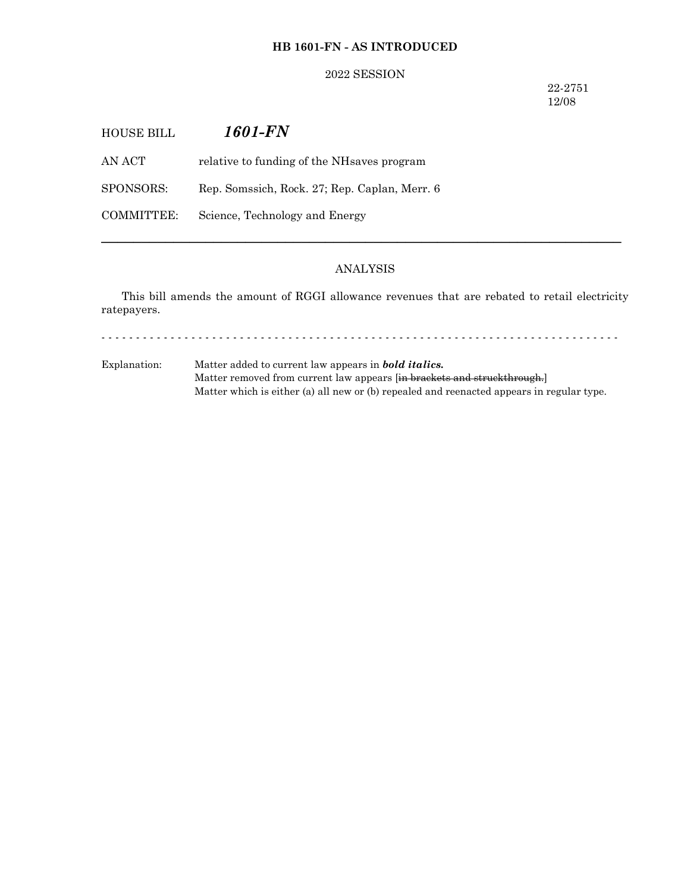**HB 1601-FN - AS INTRODUCED**

2022 SESSION

22-2751
12/08

HOUSE BILL ***1601-FN***

AN ACT relative to funding of the NHsaves program

SPONSORS: Rep. Somssich, Rock. 27; Rep. Caplan, Merr. 6

COMMITTEE: Science, Technology and Energy

---

ANALYSIS

This bill amends the amount of RGGI allowance revenues that are rebated to retail electricity ratepayers.

- - - - - - - - - - - - - - - - - - - - - - - - - - - - - - - - - - - - - - - - - - - - - - - - - - - - - - - - - - - - - - - - - - - - - - - - - - - -

Explanation: Matter added to current law appears in ***bold italics.***
Matter removed from current law appears [~~in brackets and struckthrough.~~]
Matter which is either (a) all new or (b) repealed and reenacted appears in regular type.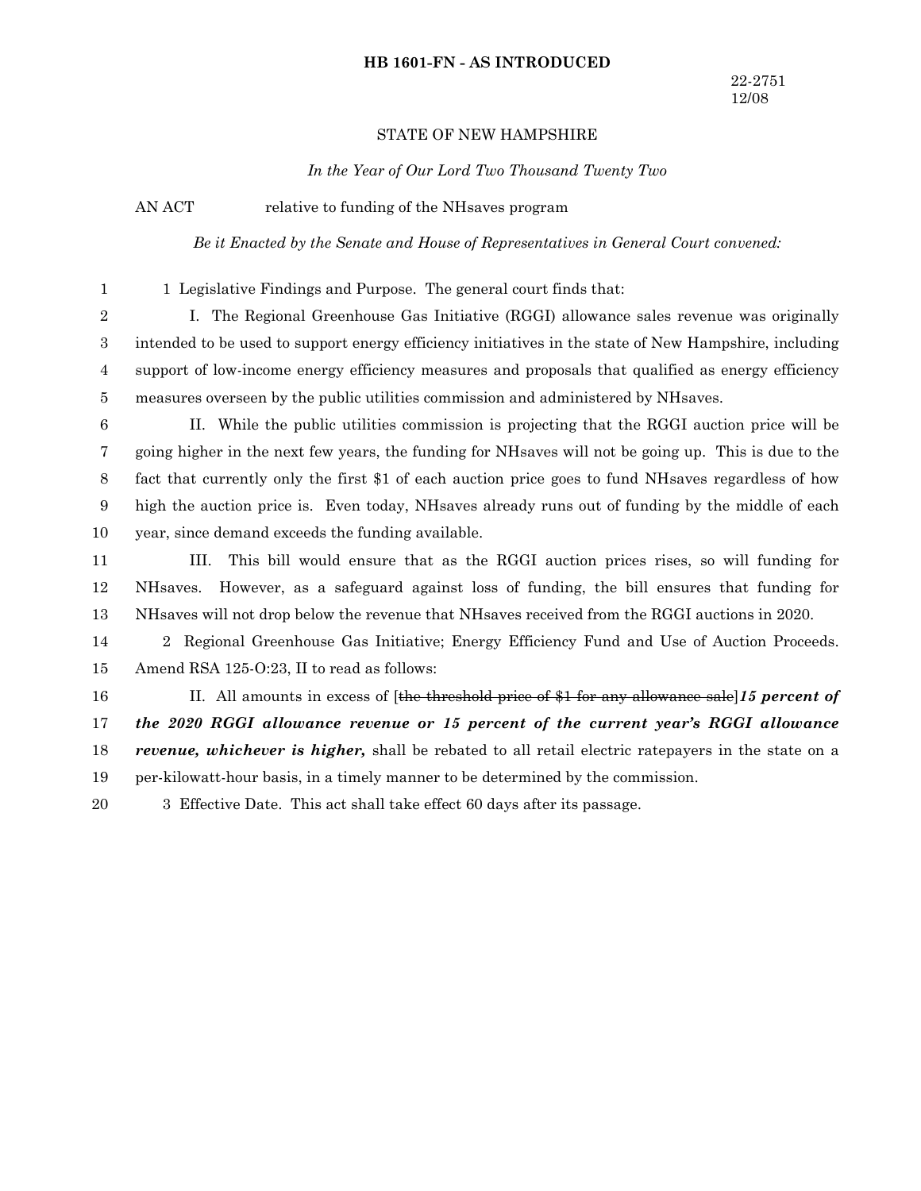**HB 1601-FN - AS INTRODUCED**

22-2751
12/08

STATE OF NEW HAMPSHIRE

*In the Year of Our Lord Two Thousand Twenty Two*

AN ACT relative to funding of the NHsaves program

*Be it Enacted by the Senate and House of Representatives in General Court convened:*

1 Legislative Findings and Purpose. The general court finds that:

I. The Regional Greenhouse Gas Initiative (RGGI) allowance sales revenue was originally intended to be used to support energy efficiency initiatives in the state of New Hampshire, including support of low-income energy efficiency measures and proposals that qualified as energy efficiency measures overseen by the public utilities commission and administered by NHsaves.

II. While the public utilities commission is projecting that the RGGI auction price will be going higher in the next few years, the funding for NHsaves will not be going up. This is due to the fact that currently only the first $1 of each auction price goes to fund NHsaves regardless of how high the auction price is. Even today, NHsaves already runs out of funding by the middle of each year, since demand exceeds the funding available.

III. This bill would ensure that as the RGGI auction prices rises, so will funding for NHsaves. However, as a safeguard against loss of funding, the bill ensures that funding for NHsaves will not drop below the revenue that NHsaves received from the RGGI auctions in 2020.

2 Regional Greenhouse Gas Initiative; Energy Efficiency Fund and Use of Auction Proceeds. Amend RSA 125-O:23, II to read as follows:

II. All amounts in excess of [~~the threshold price of $1 for any allowance sale~~]***15 percent of the 2020 RGGI allowance revenue or 15 percent of the current year's RGGI allowance revenue, whichever is higher,*** shall be rebated to all retail electric ratepayers in the state on a per-kilowatt-hour basis, in a timely manner to be determined by the commission.

3 Effective Date. This act shall take effect 60 days after its passage.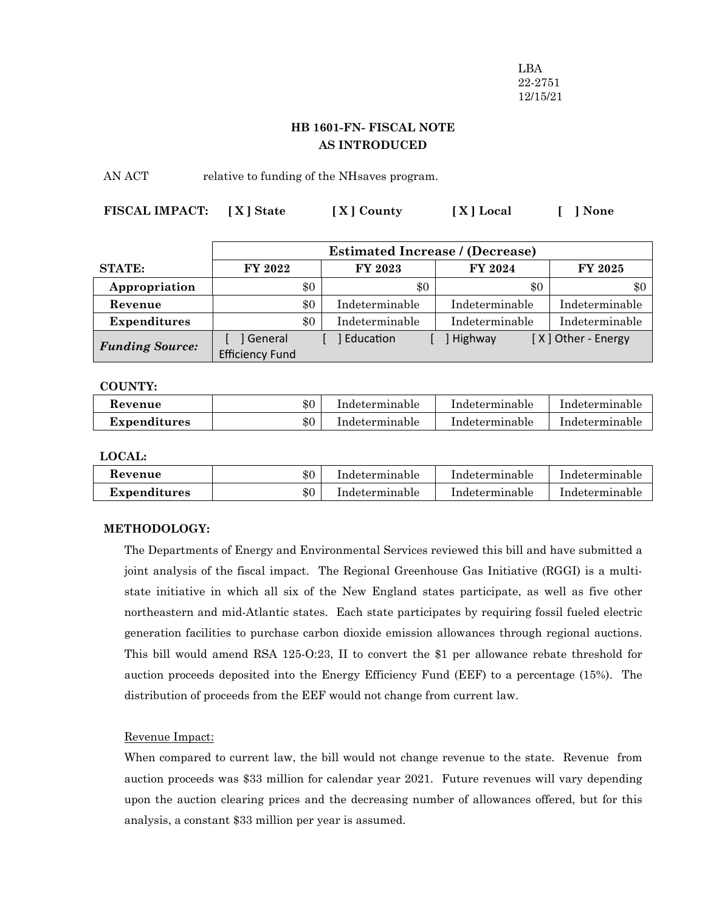LBA
22-2751
12/15/21

**HB 1601-FN- FISCAL NOTE**
**AS INTRODUCED**

AN ACT relative to funding of the NHsaves program.

**FISCAL IMPACT:** **[ X ] State** **[ X ] County** **[ X ] Local** **[ ] None**

| | Estimated Increase / (Decrease) | | | |
|---|---|---|---|---|
| **STATE:** | **FY 2022** | **FY 2023** | **FY 2024** | **FY 2025** |
| **Appropriation** | $0 | $0 | $0 | $0 |
| **Revenue** | $0 | Indeterminable | Indeterminable | Indeterminable |
| **Expenditures** | $0 | Indeterminable | Indeterminable | Indeterminable |
| ***Funding Source:*** | [ ] General [ ] Education [ ] Highway [ X ] Other - Energy Efficiency Fund | | | |

**COUNTY:**

| | | | | |
|---|---|---|---|---|
| **Revenue** | $0 | Indeterminable | Indeterminable | Indeterminable |
| **Expenditures** | $0 | Indeterminable | Indeterminable | Indeterminable |

**LOCAL:**

| | | | | |
|---|---|---|---|---|
| **Revenue** | $0 | Indeterminable | Indeterminable | Indeterminable |
| **Expenditures** | $0 | Indeterminable | Indeterminable | Indeterminable |

**METHODOLOGY:**

The Departments of Energy and Environmental Services reviewed this bill and have submitted a joint analysis of the fiscal impact. The Regional Greenhouse Gas Initiative (RGGI) is a multi-state initiative in which all six of the New England states participate, as well as five other northeastern and mid-Atlantic states. Each state participates by requiring fossil fueled electric generation facilities to purchase carbon dioxide emission allowances through regional auctions. This bill would amend RSA 125-O:23, II to convert the $1 per allowance rebate threshold for auction proceeds deposited into the Energy Efficiency Fund (EEF) to a percentage (15%). The distribution of proceeds from the EEF would not change from current law.

Revenue Impact:

When compared to current law, the bill would not change revenue to the state. Revenue from auction proceeds was $33 million for calendar year 2021. Future revenues will vary depending upon the auction clearing prices and the decreasing number of allowances offered, but for this analysis, a constant $33 million per year is assumed.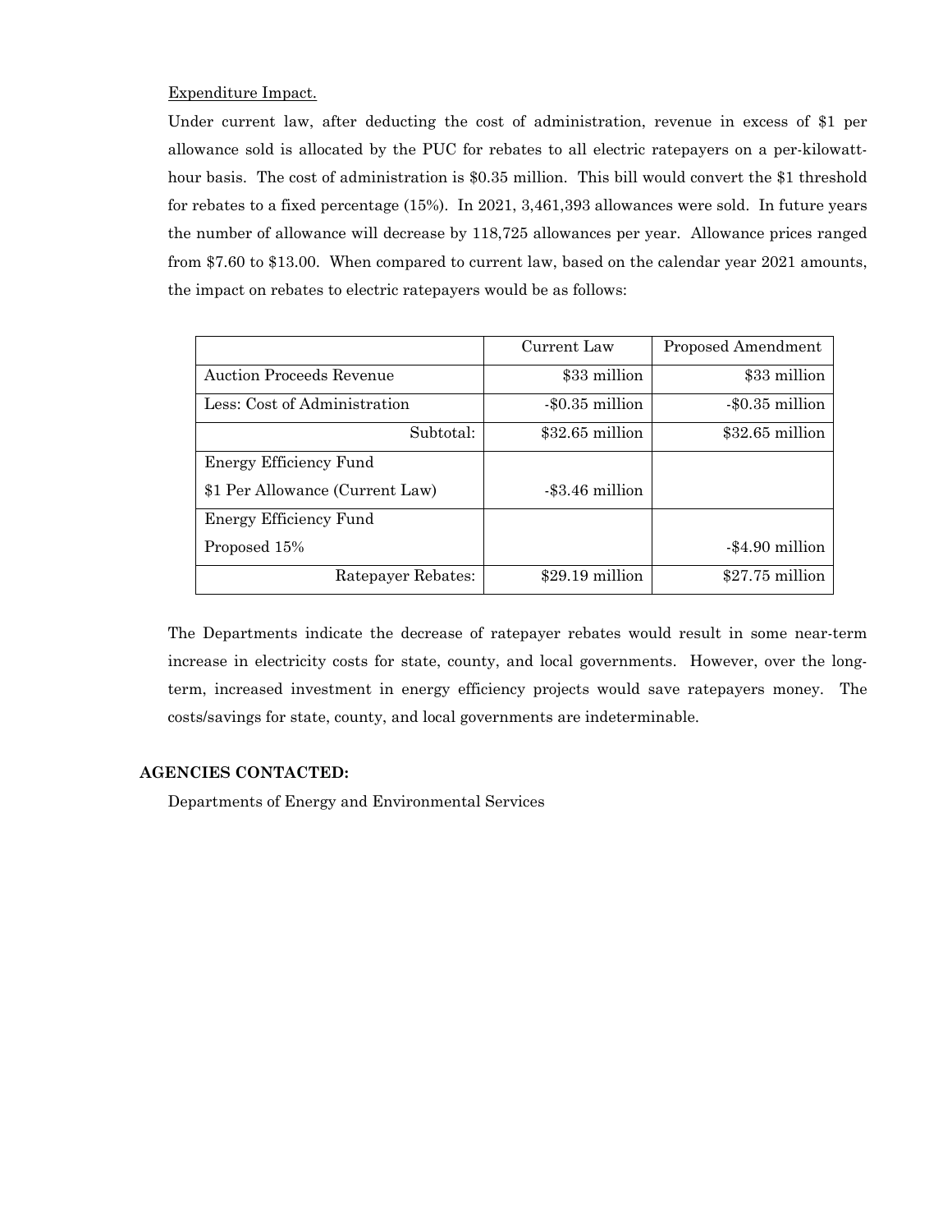Expenditure Impact.

Under current law, after deducting the cost of administration, revenue in excess of $1 per allowance sold is allocated by the PUC for rebates to all electric ratepayers on a per-kilowatt-hour basis. The cost of administration is $0.35 million. This bill would convert the $1 threshold for rebates to a fixed percentage (15%). In 2021, 3,461,393 allowances were sold. In future years the number of allowance will decrease by 118,725 allowances per year. Allowance prices ranged from $7.60 to $13.00. When compared to current law, based on the calendar year 2021 amounts, the impact on rebates to electric ratepayers would be as follows:

| | Current Law | Proposed Amendment |
|---|---|---|
| Auction Proceeds Revenue | $33 million | $33 million |
| Less: Cost of Administration | -$0.35 million | -$0.35 million |
| Subtotal: | $32.65 million | $32.65 million |
| Energy Efficiency Fund<br>$1 Per Allowance (Current Law) | -$3.46 million | |
| Energy Efficiency Fund<br>Proposed 15% | | -$4.90 million |
| Ratepayer Rebates: | $29.19 million | $27.75 million |

The Departments indicate the decrease of ratepayer rebates would result in some near-term increase in electricity costs for state, county, and local governments. However, over the long-term, increased investment in energy efficiency projects would save ratepayers money. The costs/savings for state, county, and local governments are indeterminable.

**AGENCIES CONTACTED:**

Departments of Energy and Environmental Services